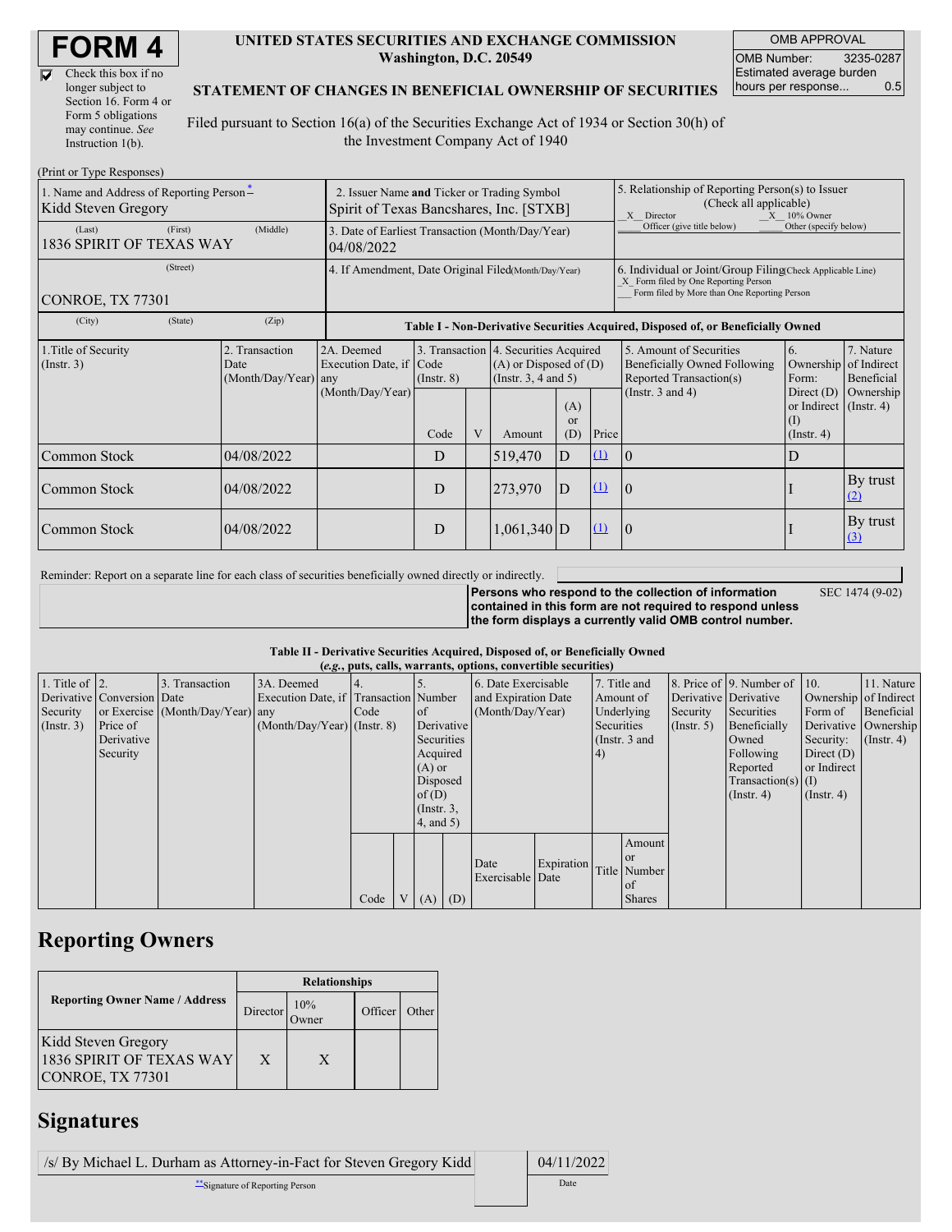# FORM 4

☑ Check this box if no longer subject to Section 16. Form 4 or Form 5 obligations may continue. *See* Instruction 1(b).

**UNITED STATES SECURITIES AND EXCHANGE COMMISSION**
**Washington, D.C. 20549**

**STATEMENT OF CHANGES IN BENEFICIAL OWNERSHIP OF SECURITIES**

Filed pursuant to Section 16(a) of the Securities Exchange Act of 1934 or Section 30(h) of the Investment Company Act of 1940

| OMB APPROVAL | |
|---|---|
| OMB Number: | 3235-0287 |
| Estimated average burden hours per response... | 0.5 |

(Print or Type Responses)

| 1. Name and Address of Reporting Person* | 2. Issuer Name and Ticker or Trading Symbol | 5. Relationship of Reporting Person(s) to Issuer (Check all applicable) |
|---|---|---|
| Kidd Steven Gregory | Spirit of Texas Bancshares, Inc. [STXB] | X Director; X 10% Owner; ___ Officer (give title below); ___ Other (specify below) |
| (Last) (First) (Middle) 1836 SPIRIT OF TEXAS WAY | 3. Date of Earliest Transaction (Month/Day/Year) 04/08/2022 | |
| (Street) CONROE, TX 77301 | 4. If Amendment, Date Original Filed (Month/Day/Year) | 6. Individual or Joint/Group Filing (Check Applicable Line) X Form filed by One Reporting Person; ___ Form filed by More than One Reporting Person |
| (City) (State) (Zip) | | |

**Table I - Non-Derivative Securities Acquired, Disposed of, or Beneficially Owned**

| 1.Title of Security (Instr. 3) | 2. Transaction Date (Month/Day/Year) | 2A. Deemed Execution Date, if any (Month/Day/Year) | 3. Transaction Code (Instr. 8) | | 4. Securities Acquired (A) or Disposed of (D) (Instr. 3, 4 and 5) | | | 5. Amount of Securities Beneficially Owned Following Reported Transaction(s) (Instr. 3 and 4) | 6. Ownership Form: Direct (D) or Indirect (I) (Instr. 4) | 7. Nature of Indirect Beneficial Ownership (Instr. 4) |
|---|---|---|---|---|---|---|---|---|---|---|
| | | | Code | V | Amount | (A) or (D) | Price | | | |
| Common Stock | 04/08/2022 | | D | | 519,470 | D | (1) | 0 | D | |
| Common Stock | 04/08/2022 | | D | | 273,970 | D | (1) | 0 | I | By trust (2) |
| Common Stock | 04/08/2022 | | D | | 1,061,340 | D | (1) | 0 | I | By trust (3) |

Reminder: Report on a separate line for each class of securities beneficially owned directly or indirectly.

**Persons who respond to the collection of information contained in this form are not required to respond unless the form displays a currently valid OMB control number.** SEC 1474 (9-02)

**Table II - Derivative Securities Acquired, Disposed of, or Beneficially Owned**
***(e.g.*, puts, calls, warrants, options, convertible securities)**

| 1. Title of Derivative Security (Instr. 3) | 2. Conversion or Exercise Price of Derivative Security | 3. Transaction Date (Month/Day/Year) | 3A. Deemed Execution Date, if any (Month/Day/Year) | 4. Transaction Code (Instr. 8) | | 5. Number of Derivative Securities Acquired (A) or Disposed of (D) (Instr. 3, 4, and 5) | | 6. Date Exercisable and Expiration Date (Month/Day/Year) | | 7. Title and Amount of Underlying Securities (Instr. 3 and 4) | | 8. Price of Derivative Security (Instr. 5) | 9. Number of Derivative Securities Beneficially Owned Following Reported Transaction(s) (Instr. 4) | 10. Ownership Form of Derivative Security: Direct (D) or Indirect (I) (Instr. 4) | 11. Nature of Indirect Beneficial Ownership (Instr. 4) |
|---|---|---|---|---|---|---|---|---|---|---|---|---|---|---|---|
| | | | | Code | V | (A) | (D) | Date Exercisable | Expiration Date | Title | Amount or Number of Shares | | | | |

## Reporting Owners

| Reporting Owner Name / Address | Relationships | | | |
|---|---|---|---|---|
| | Director | 10% Owner | Officer | Other |
| Kidd Steven Gregory 1836 SPIRIT OF TEXAS WAY CONROE, TX 77301 | X | X | | |

## Signatures

| /s/ By Michael L. Durham as Attorney-in-Fact for Steven Gregory Kidd | 04/11/2022 |
|---|---|
| **Signature of Reporting Person | Date |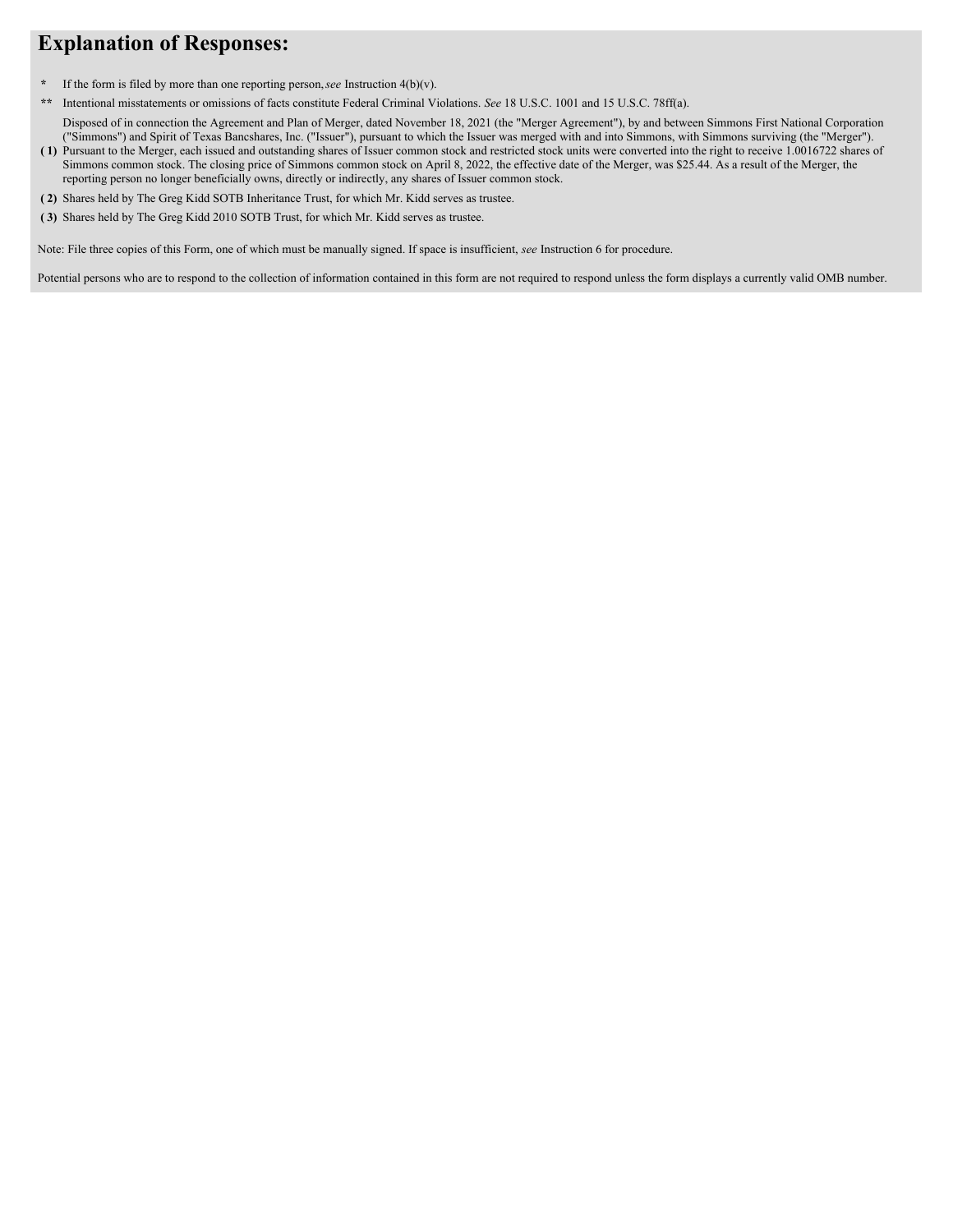# Explanation of Responses:

\* If the form is filed by more than one reporting person, *see* Instruction 4(b)(v).

\*\* Intentional misstatements or omissions of facts constitute Federal Criminal Violations. *See* 18 U.S.C. 1001 and 15 U.S.C. 78ff(a).

**( 1)** Disposed of in connection the Agreement and Plan of Merger, dated November 18, 2021 (the "Merger Agreement"), by and between Simmons First National Corporation ("Simmons") and Spirit of Texas Bancshares, Inc. ("Issuer"), pursuant to which the Issuer was merged with and into Simmons, with Simmons surviving (the "Merger"). Pursuant to the Merger, each issued and outstanding shares of Issuer common stock and restricted stock units were converted into the right to receive 1.0016722 shares of Simmons common stock. The closing price of Simmons common stock on April 8, 2022, the effective date of the Merger, was $25.44. As a result of the Merger, the reporting person no longer beneficially owns, directly or indirectly, any shares of Issuer common stock.

**( 2)** Shares held by The Greg Kidd SOTB Inheritance Trust, for which Mr. Kidd serves as trustee.

**( 3)** Shares held by The Greg Kidd 2010 SOTB Trust, for which Mr. Kidd serves as trustee.

Note: File three copies of this Form, one of which must be manually signed. If space is insufficient, *see* Instruction 6 for procedure.

Potential persons who are to respond to the collection of information contained in this form are not required to respond unless the form displays a currently valid OMB number.